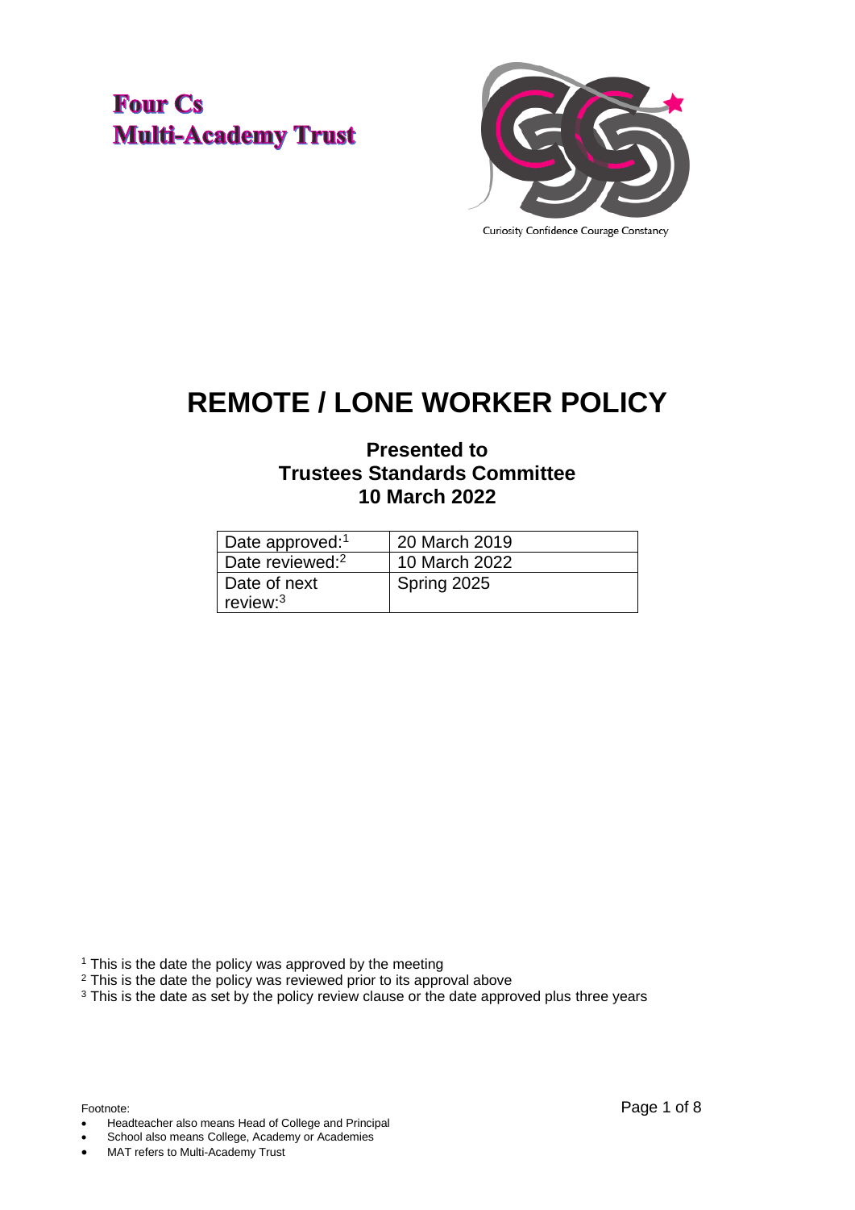**Four Cs**
**Multi-Academy Trust**

Curiosity Confidence Courage Constancy

# REMOTE / LONE WORKER POLICY

**Presented to**
**Trustees Standards Committee**
**10 March 2022**

| Date approved:[1] | 20 March 2019 |
| --- | --- |
| Date reviewed:[2] | 10 March 2022 |
| Date of next review:[3] | Spring 2025 |

[1] This is the date the policy was approved by the meeting
[2] This is the date the policy was reviewed prior to its approval above
[3] This is the date as set by the policy review clause or the date approved plus three years

Footnote:

- Headteacher also means Head of College and Principal
- School also means College, Academy or Academies
- MAT refers to Multi-Academy Trust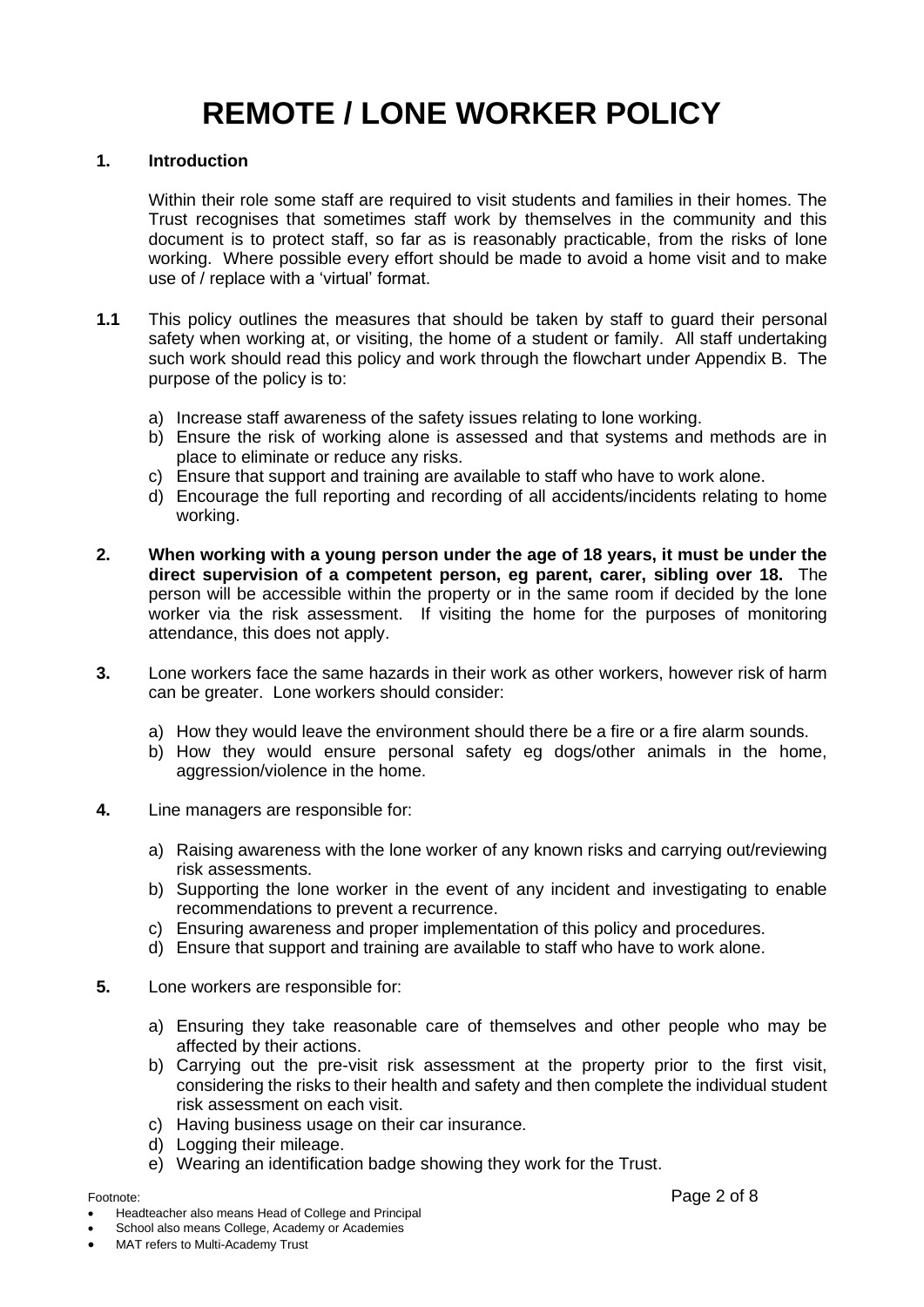# REMOTE / LONE WORKER POLICY

**1. Introduction**

Within their role some staff are required to visit students and families in their homes. The Trust recognises that sometimes staff work by themselves in the community and this document is to protect staff, so far as is reasonably practicable, from the risks of lone working. Where possible every effort should be made to avoid a home visit and to make use of / replace with a 'virtual' format.

**1.1** This policy outlines the measures that should be taken by staff to guard their personal safety when working at, or visiting, the home of a student or family. All staff undertaking such work should read this policy and work through the flowchart under Appendix B. The purpose of the policy is to:

a) Increase staff awareness of the safety issues relating to lone working.
b) Ensure the risk of working alone is assessed and that systems and methods are in place to eliminate or reduce any risks.
c) Ensure that support and training are available to staff who have to work alone.
d) Encourage the full reporting and recording of all accidents/incidents relating to home working.

**2.** **When working with a young person under the age of 18 years, it must be under the direct supervision of a competent person, eg parent, carer, sibling over 18.** The person will be accessible within the property or in the same room if decided by the lone worker via the risk assessment. If visiting the home for the purposes of monitoring attendance, this does not apply.

**3.** Lone workers face the same hazards in their work as other workers, however risk of harm can be greater. Lone workers should consider:

a) How they would leave the environment should there be a fire or a fire alarm sounds.
b) How they would ensure personal safety eg dogs/other animals in the home, aggression/violence in the home.

**4.** Line managers are responsible for:

a) Raising awareness with the lone worker of any known risks and carrying out/reviewing risk assessments.
b) Supporting the lone worker in the event of any incident and investigating to enable recommendations to prevent a recurrence.
c) Ensuring awareness and proper implementation of this policy and procedures.
d) Ensure that support and training are available to staff who have to work alone.

**5.** Lone workers are responsible for:

a) Ensuring they take reasonable care of themselves and other people who may be affected by their actions.
b) Carrying out the pre-visit risk assessment at the property prior to the first visit, considering the risks to their health and safety and then complete the individual student risk assessment on each visit.
c) Having business usage on their car insurance.
d) Logging their mileage.
e) Wearing an identification badge showing they work for the Trust.

Footnote:

- Headteacher also means Head of College and Principal
- School also means College, Academy or Academies
- MAT refers to Multi-Academy Trust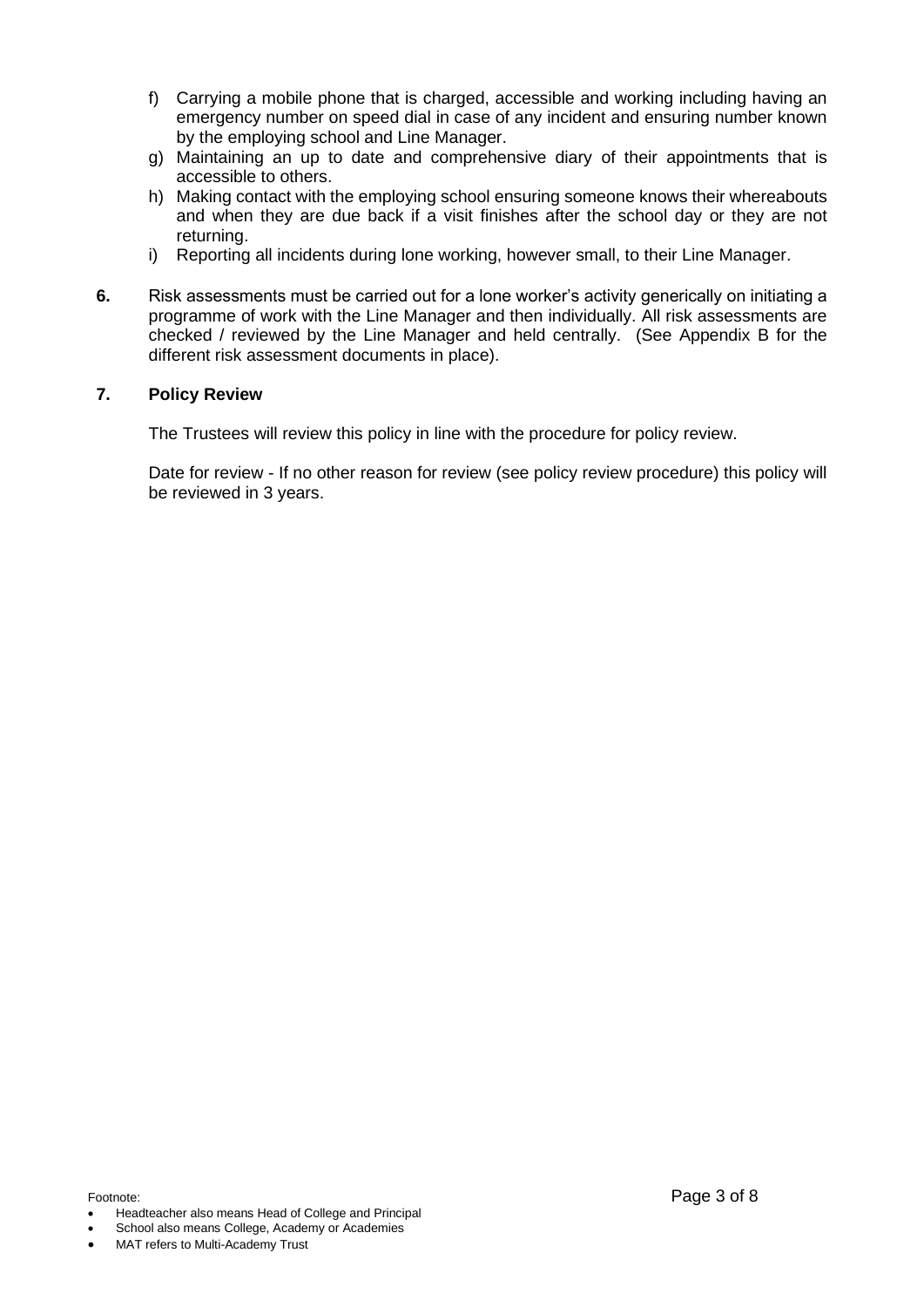f) Carrying a mobile phone that is charged, accessible and working including having an emergency number on speed dial in case of any incident and ensuring number known by the employing school and Line Manager.
g) Maintaining an up to date and comprehensive diary of their appointments that is accessible to others.
h) Making contact with the employing school ensuring someone knows their whereabouts and when they are due back if a visit finishes after the school day or they are not returning.
i) Reporting all incidents during lone working, however small, to their Line Manager.

**6.** Risk assessments must be carried out for a lone worker's activity generically on initiating a programme of work with the Line Manager and then individually. All risk assessments are checked / reviewed by the Line Manager and held centrally. (See Appendix B for the different risk assessment documents in place).

**7. Policy Review**

The Trustees will review this policy in line with the procedure for policy review.

Date for review - If no other reason for review (see policy review procedure) this policy will be reviewed in 3 years.

Footnote:

- Headteacher also means Head of College and Principal
- School also means College, Academy or Academies
- MAT refers to Multi-Academy Trust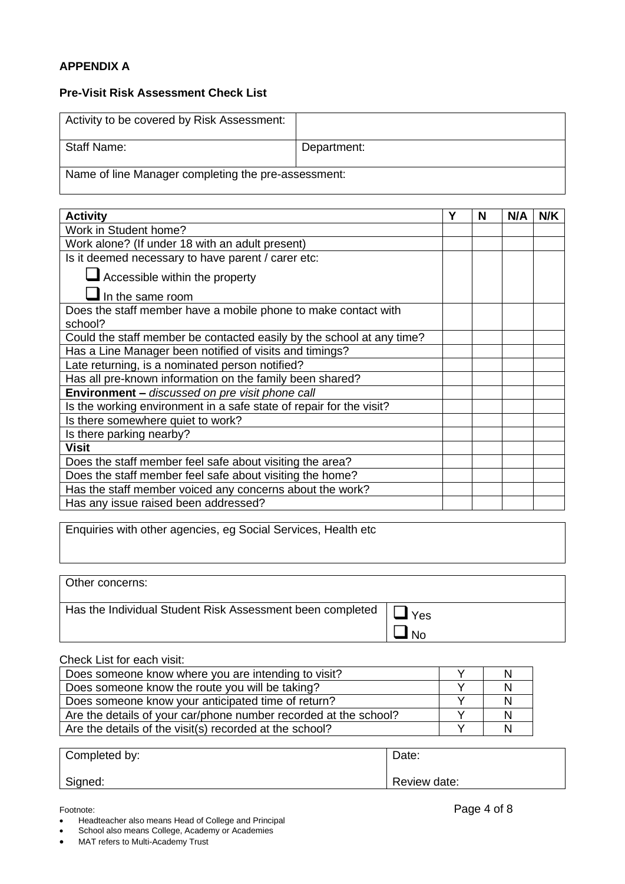**APPENDIX A**

**Pre-Visit Risk Assessment Check List**

| Activity to be covered by Risk Assessment: | |
|---|---|
| Staff Name: | Department: |
| Name of line Manager completing the pre-assessment: | |

| **Activity** | **Y** | **N** | **N/A** | **N/K** |
|---|---|---|---|---|
| Work in Student home? | | | | |
| Work alone? (If under 18 with an adult present) | | | | |
| Is it deemed necessary to have parent / carer etc: ❑ Accessible within the property ❑ In the same room | | | | |
| Does the staff member have a mobile phone to make contact with school? | | | | |
| Could the staff member be contacted easily by the school at any time? | | | | |
| Has a Line Manager been notified of visits and timings? | | | | |
| Late returning, is a nominated person notified? | | | | |
| Has all pre-known information on the family been shared? | | | | |
| **Environment –** *discussed on pre visit phone call* | | | | |
| Is the working environment in a safe state of repair for the visit? | | | | |
| Is there somewhere quiet to work? | | | | |
| Is there parking nearby? | | | | |
| **Visit** | | | | |
| Does the staff member feel safe about visiting the area? | | | | |
| Does the staff member feel safe about visiting the home? | | | | |
| Has the staff member voiced any concerns about the work? | | | | |
| Has any issue raised been addressed? | | | | |

| Enquiries with other agencies, eg Social Services, Health etc |
|---|

| Other concerns: | |
|---|---|
| Has the Individual Student Risk Assessment been completed | ❑ Yes ❑ No |

Check List for each visit:

| | | |
|---|---|---|
| Does someone know where you are intending to visit? | Y | N |
| Does someone know the route you will be taking? | Y | N |
| Does someone know your anticipated time of return? | Y | N |
| Are the details of your car/phone number recorded at the school? | Y | N |
| Are the details of the visit(s) recorded at the school? | Y | N |

| Completed by: | Date: |
|---|---|
| Signed: | Review date: |

Footnote:

- Headteacher also means Head of College and Principal
- School also means College, Academy or Academies
- MAT refers to Multi-Academy Trust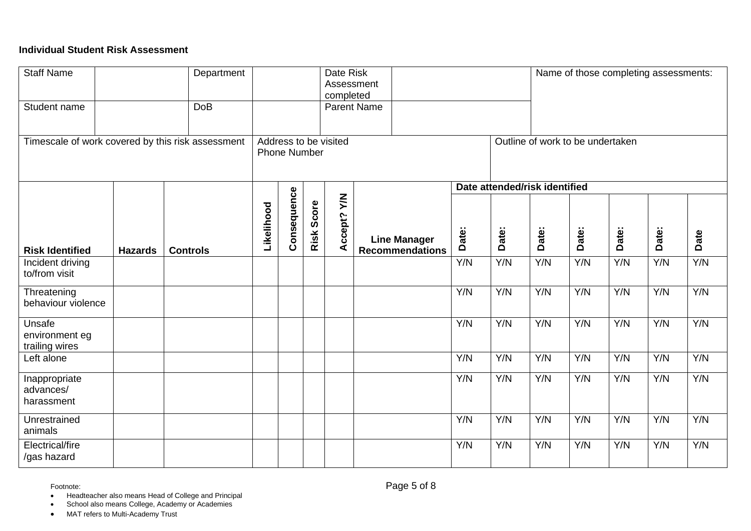**Individual Student Risk Assessment**

| Staff Name | | Department | | Date Risk Assessment completed | | Name of those completing assessments: |
|---|---|---|---|---|---|---|
| Student name | | DoB | | Parent Name | | |

| Timescale of work covered by this risk assessment | Address to be visited<br>Phone Number | Outline of work to be undertaken |
|---|---|---|
| | | |

| | | | | | | | | Date attended/risk identified | | | | | | |
|---|---|---|---|---|---|---|---|---|---|---|---|---|---|---|
| **Risk Identified** | **Hazards** | **Controls** | **Likelihood** | **Consequence** | **Risk Score** | **Accept? Y/N** | **Line Manager Recommendations** | **Date:** | **Date:** | **Date:** | **Date:** | **Date:** | **Date:** | **Date** |
| Incident driving to/from visit | | | | | | | | Y/N | Y/N | Y/N | Y/N | Y/N | Y/N | Y/N |
| Threatening behaviour violence | | | | | | | | Y/N | Y/N | Y/N | Y/N | Y/N | Y/N | Y/N |
| Unsafe environment eg trailing wires | | | | | | | | Y/N | Y/N | Y/N | Y/N | Y/N | Y/N | Y/N |
| Left alone | | | | | | | | Y/N | Y/N | Y/N | Y/N | Y/N | Y/N | Y/N |
| Inappropriate advances/ harassment | | | | | | | | Y/N | Y/N | Y/N | Y/N | Y/N | Y/N | Y/N |
| Unrestrained animals | | | | | | | | Y/N | Y/N | Y/N | Y/N | Y/N | Y/N | Y/N |
| Electrical/fire /gas hazard | | | | | | | | Y/N | Y/N | Y/N | Y/N | Y/N | Y/N | Y/N |

Footnote:

- Headteacher also means Head of College and Principal
- School also means College, Academy or Academies
- MAT refers to Multi-Academy Trust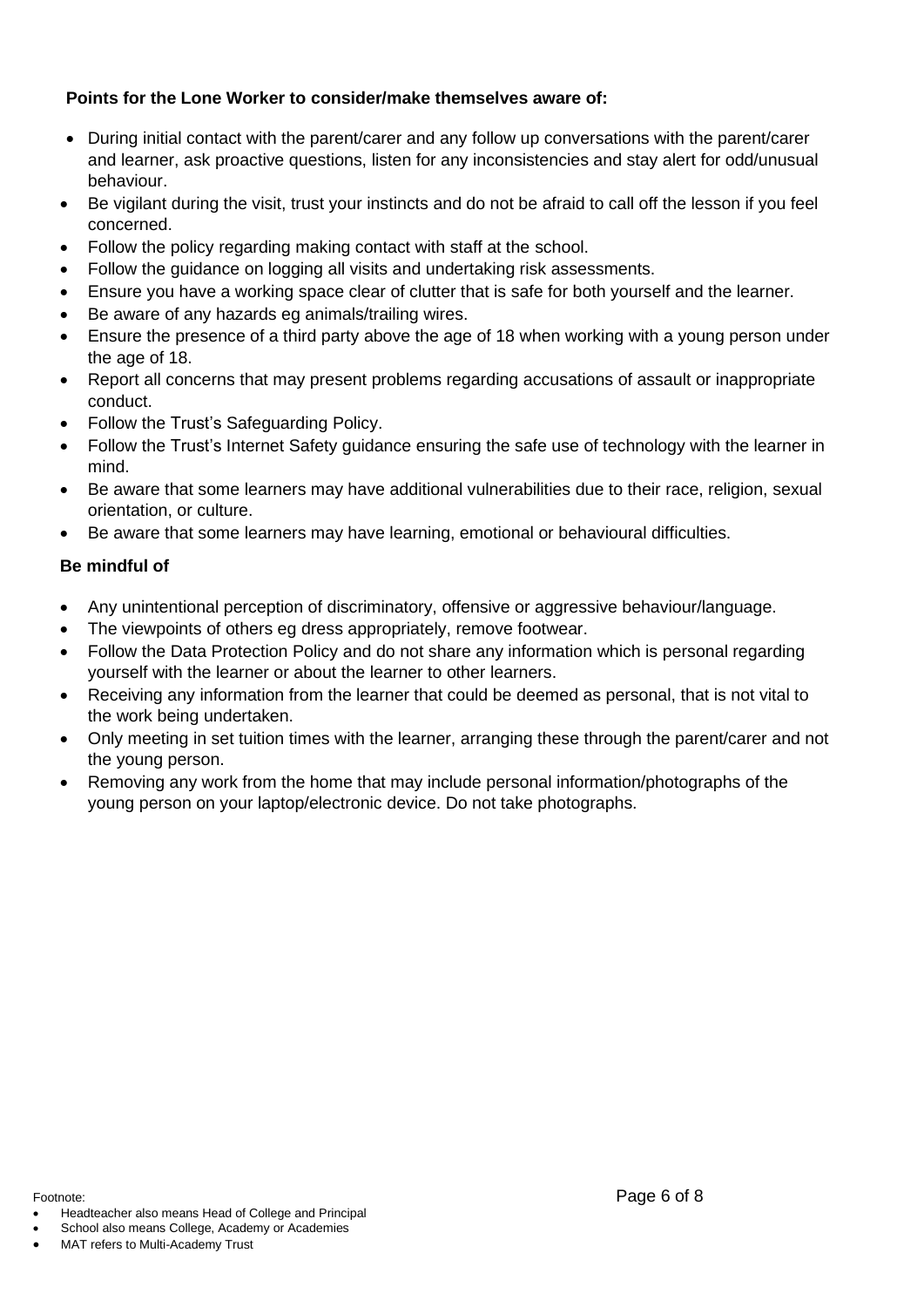**Points for the Lone Worker to consider/make themselves aware of:**

- During initial contact with the parent/carer and any follow up conversations with the parent/carer and learner, ask proactive questions, listen for any inconsistencies and stay alert for odd/unusual behaviour.
- Be vigilant during the visit, trust your instincts and do not be afraid to call off the lesson if you feel concerned.
- Follow the policy regarding making contact with staff at the school.
- Follow the guidance on logging all visits and undertaking risk assessments.
- Ensure you have a working space clear of clutter that is safe for both yourself and the learner.
- Be aware of any hazards eg animals/trailing wires.
- Ensure the presence of a third party above the age of 18 when working with a young person under the age of 18.
- Report all concerns that may present problems regarding accusations of assault or inappropriate conduct.
- Follow the Trust's Safeguarding Policy.
- Follow the Trust's Internet Safety guidance ensuring the safe use of technology with the learner in mind.
- Be aware that some learners may have additional vulnerabilities due to their race, religion, sexual orientation, or culture.
- Be aware that some learners may have learning, emotional or behavioural difficulties.

**Be mindful of**

- Any unintentional perception of discriminatory, offensive or aggressive behaviour/language.
- The viewpoints of others eg dress appropriately, remove footwear.
- Follow the Data Protection Policy and do not share any information which is personal regarding yourself with the learner or about the learner to other learners.
- Receiving any information from the learner that could be deemed as personal, that is not vital to the work being undertaken.
- Only meeting in set tuition times with the learner, arranging these through the parent/carer and not the young person.
- Removing any work from the home that may include personal information/photographs of the young person on your laptop/electronic device. Do not take photographs.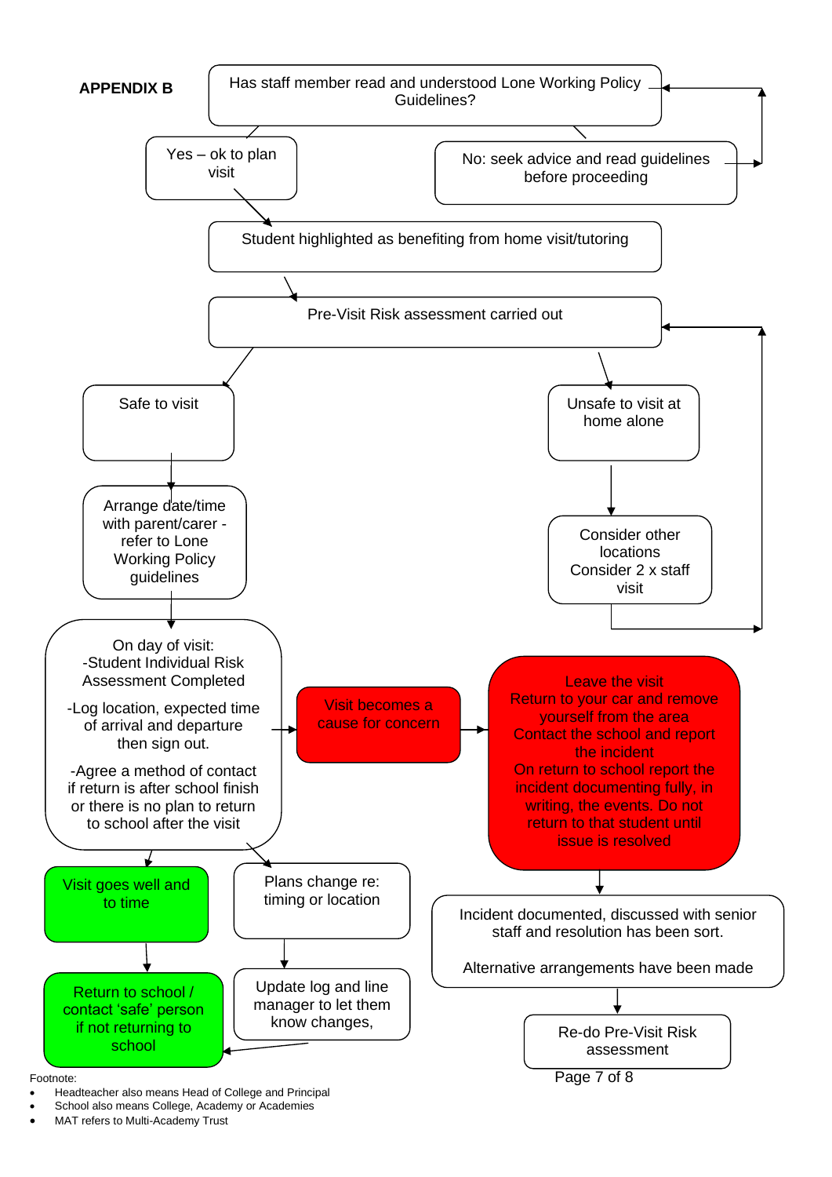## APPENDIX B

Has staff member read and understood Lone Working Policy Guidelines?

Yes – ok to plan visit

No: seek advice and read guidelines before proceeding

Student highlighted as benefiting from home visit/tutoring

Pre-Visit Risk assessment carried out

Safe to visit

Unsafe to visit at home alone

Arrange date/time with parent/carer - refer to Lone Working Policy guidelines

Consider other locations Consider 2 x staff visit

On day of visit:
-Student Individual Risk Assessment Completed

-Log location, expected time of arrival and departure then sign out.

-Agree a method of contact if return is after school finish or there is no plan to return to school after the visit

Visit becomes a cause for concern

Leave the visit
Return to your car and remove yourself from the area
Contact the school and report the incident
On return to school report the incident documenting fully, in writing, the events. Do not return to that student until issue is resolved

Visit goes well and to time

Plans change re: timing or location

Incident documented, discussed with senior staff and resolution has been sort.

Alternative arrangements have been made

Return to school / contact 'safe' person if not returning to school

Update log and line manager to let them know changes,

Re-do Pre-Visit Risk assessment

Footnote:

- Headteacher also means Head of College and Principal
- School also means College, Academy or Academies
- MAT refers to Multi-Academy Trust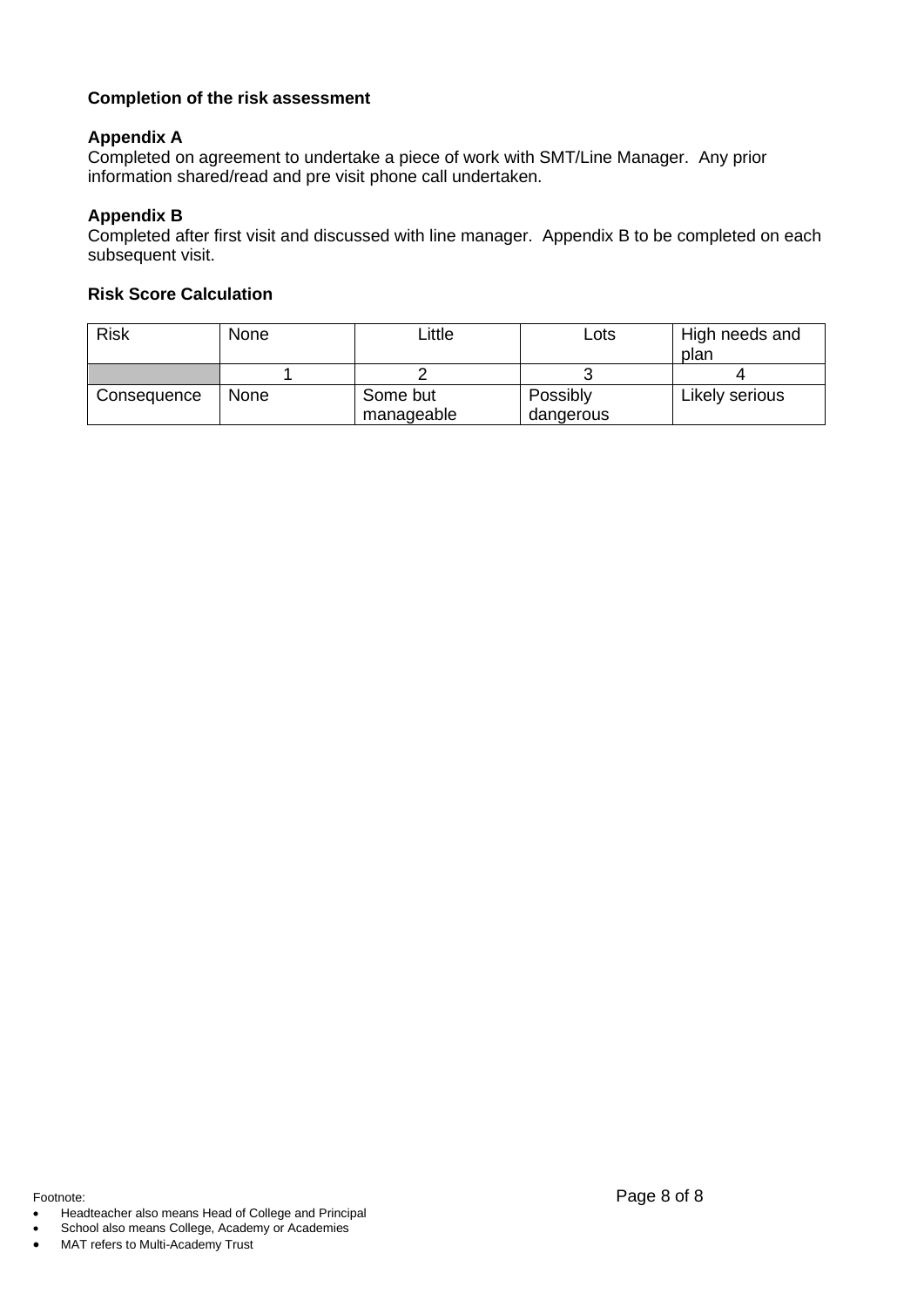**Completion of the risk assessment**

**Appendix A**
Completed on agreement to undertake a piece of work with SMT/Line Manager. Any prior information shared/read and pre visit phone call undertaken.

**Appendix B**
Completed after first visit and discussed with line manager. Appendix B to be completed on each subsequent visit.

**Risk Score Calculation**

| Risk | None | Little | Lots | High needs and plan |
|---|---|---|---|---|
| | 1 | 2 | 3 | 4 |
| Consequence | None | Some but manageable | Possibly dangerous | Likely serious |

Footnote:

- Headteacher also means Head of College and Principal
- School also means College, Academy or Academies
- MAT refers to Multi-Academy Trust